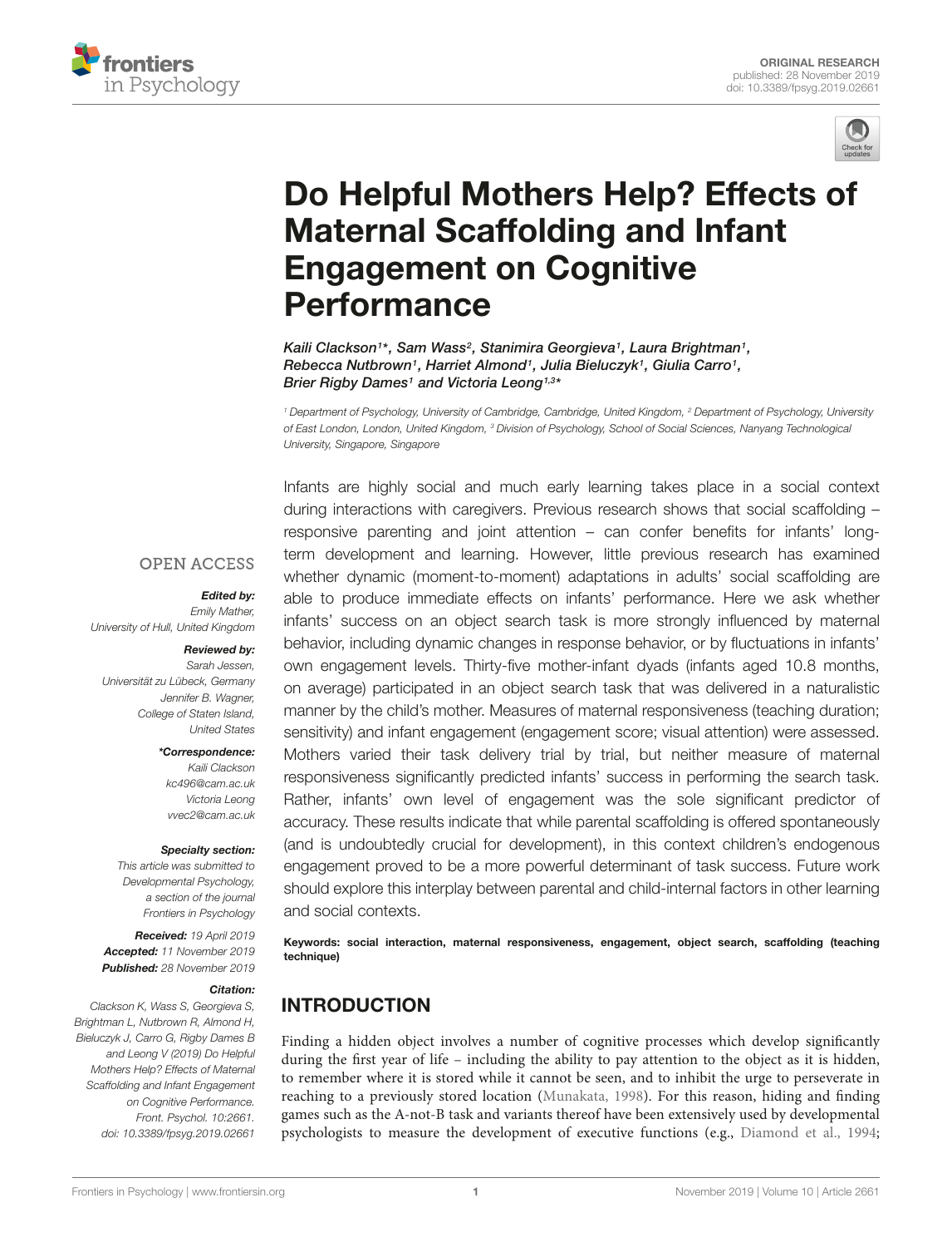ORIGINAL RESEARCH
published: 28 November 2019
doi: 10.3389/fpsyg.2019.02661

# Do Helpful Mothers Help? Effects of Maternal Scaffolding and Infant Engagement on Cognitive Performance

*Kaili Clackson[1]\*, Sam Wass[2], Stanimira Georgieva[1], Laura Brightman[1], Rebecca Nutbrown[1], Harriet Almond[1], Julia Bieluczyk[1], Giulia Carro[1], Brier Rigby Dames[1] and Victoria Leong[1,3]\**

[1] Department of Psychology, University of Cambridge, Cambridge, United Kingdom, [2] Department of Psychology, University of East London, London, United Kingdom, [3] Division of Psychology, School of Social Sciences, Nanyang Technological University, Singapore, Singapore

OPEN ACCESS

***Edited by:***
*Emily Mather,*
*University of Hull, United Kingdom*

***Reviewed by:***
*Sarah Jessen,*
*Universität zu Lübeck, Germany*
*Jennifer B. Wagner,*
*College of Staten Island, United States*

***\*Correspondence:***
*Kaili Clackson*
*kc496@cam.ac.uk*
*Victoria Leong*
*vvec2@cam.ac.uk*

***Specialty section:***
*This article was submitted to Developmental Psychology, a section of the journal Frontiers in Psychology*

***Received:*** *19 April 2019*
***Accepted:*** *11 November 2019*
***Published:*** *28 November 2019*

***Citation:***
*Clackson K, Wass S, Georgieva S, Brightman L, Nutbrown R, Almond H, Bieluczyk J, Carro G, Rigby Dames B and Leong V (2019) Do Helpful Mothers Help? Effects of Maternal Scaffolding and Infant Engagement on Cognitive Performance. Front. Psychol. 10:2661. doi: 10.3389/fpsyg.2019.02661*

Infants are highly social and much early learning takes place in a social context during interactions with caregivers. Previous research shows that social scaffolding – responsive parenting and joint attention – can confer benefits for infants' long-term development and learning. However, little previous research has examined whether dynamic (moment-to-moment) adaptations in adults' social scaffolding are able to produce immediate effects on infants' performance. Here we ask whether infants' success on an object search task is more strongly influenced by maternal behavior, including dynamic changes in response behavior, or by fluctuations in infants' own engagement levels. Thirty-five mother-infant dyads (infants aged 10.8 months, on average) participated in an object search task that was delivered in a naturalistic manner by the child's mother. Measures of maternal responsiveness (teaching duration; sensitivity) and infant engagement (engagement score; visual attention) were assessed. Mothers varied their task delivery trial by trial, but neither measure of maternal responsiveness significantly predicted infants' success in performing the search task. Rather, infants' own level of engagement was the sole significant predictor of accuracy. These results indicate that while parental scaffolding is offered spontaneously (and is undoubtedly crucial for development), in this context children's endogenous engagement proved to be a more powerful determinant of task success. Future work should explore this interplay between parental and child-internal factors in other learning and social contexts.

**Keywords: social interaction, maternal responsiveness, engagement, object search, scaffolding (teaching technique)**

## INTRODUCTION

Finding a hidden object involves a number of cognitive processes which develop significantly during the first year of life – including the ability to pay attention to the object as it is hidden, to remember where it is stored while it cannot be seen, and to inhibit the urge to perseverate in reaching to a previously stored location (Munakata, 1998). For this reason, hiding and finding games such as the A-not-B task and variants thereof have been extensively used by developmental psychologists to measure the development of executive functions (e.g., Diamond et al., 1994;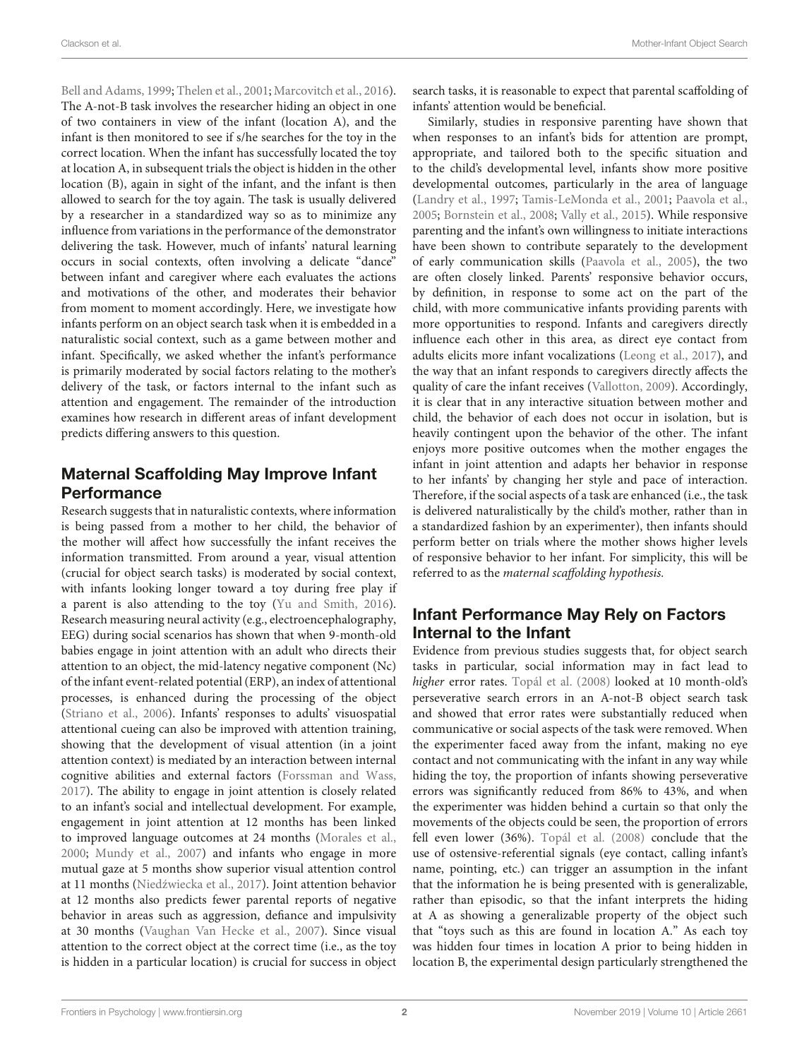Bell and Adams, 1999; Thelen et al., 2001; Marcovitch et al., 2016). The A-not-B task involves the researcher hiding an object in one of two containers in view of the infant (location A), and the infant is then monitored to see if s/he searches for the toy in the correct location. When the infant has successfully located the toy at location A, in subsequent trials the object is hidden in the other location (B), again in sight of the infant, and the infant is then allowed to search for the toy again. The task is usually delivered by a researcher in a standardized way so as to minimize any influence from variations in the performance of the demonstrator delivering the task. However, much of infants' natural learning occurs in social contexts, often involving a delicate "dance" between infant and caregiver where each evaluates the actions and motivations of the other, and moderates their behavior from moment to moment accordingly. Here, we investigate how infants perform on an object search task when it is embedded in a naturalistic social context, such as a game between mother and infant. Specifically, we asked whether the infant's performance is primarily moderated by social factors relating to the mother's delivery of the task, or factors internal to the infant such as attention and engagement. The remainder of the introduction examines how research in different areas of infant development predicts differing answers to this question.

## Maternal Scaffolding May Improve Infant Performance

Research suggests that in naturalistic contexts, where information is being passed from a mother to her child, the behavior of the mother will affect how successfully the infant receives the information transmitted. From around a year, visual attention (crucial for object search tasks) is moderated by social context, with infants looking longer toward a toy during free play if a parent is also attending to the toy (Yu and Smith, 2016). Research measuring neural activity (e.g., electroencephalography, EEG) during social scenarios has shown that when 9-month-old babies engage in joint attention with an adult who directs their attention to an object, the mid-latency negative component (Nc) of the infant event-related potential (ERP), an index of attentional processes, is enhanced during the processing of the object (Striano et al., 2006). Infants' responses to adults' visuospatial attentional cueing can also be improved with attention training, showing that the development of visual attention (in a joint attention context) is mediated by an interaction between internal cognitive abilities and external factors (Forssman and Wass, 2017). The ability to engage in joint attention is closely related to an infant's social and intellectual development. For example, engagement in joint attention at 12 months has been linked to improved language outcomes at 24 months (Morales et al., 2000; Mundy et al., 2007) and infants who engage in more mutual gaze at 5 months show superior visual attention control at 11 months (Niedźwiecka et al., 2017). Joint attention behavior at 12 months also predicts fewer parental reports of negative behavior in areas such as aggression, defiance and impulsivity at 30 months (Vaughan Van Hecke et al., 2007). Since visual attention to the correct object at the correct time (i.e., as the toy is hidden in a particular location) is crucial for success in object search tasks, it is reasonable to expect that parental scaffolding of infants' attention would be beneficial.

Similarly, studies in responsive parenting have shown that when responses to an infant's bids for attention are prompt, appropriate, and tailored both to the specific situation and to the child's developmental level, infants show more positive developmental outcomes, particularly in the area of language (Landry et al., 1997; Tamis-LeMonda et al., 2001; Paavola et al., 2005; Bornstein et al., 2008; Vally et al., 2015). While responsive parenting and the infant's own willingness to initiate interactions have been shown to contribute separately to the development of early communication skills (Paavola et al., 2005), the two are often closely linked. Parents' responsive behavior occurs, by definition, in response to some act on the part of the child, with more communicative infants providing parents with more opportunities to respond. Infants and caregivers directly influence each other in this area, as direct eye contact from adults elicits more infant vocalizations (Leong et al., 2017), and the way that an infant responds to caregivers directly affects the quality of care the infant receives (Vallotton, 2009). Accordingly, it is clear that in any interactive situation between mother and child, the behavior of each does not occur in isolation, but is heavily contingent upon the behavior of the other. The infant enjoys more positive outcomes when the mother engages the infant in joint attention and adapts her behavior in response to her infants' by changing her style and pace of interaction. Therefore, if the social aspects of a task are enhanced (i.e., the task is delivered naturalistically by the child's mother, rather than in a standardized fashion by an experimenter), then infants should perform better on trials where the mother shows higher levels of responsive behavior to her infant. For simplicity, this will be referred to as the *maternal scaffolding hypothesis.*

## Infant Performance May Rely on Factors Internal to the Infant

Evidence from previous studies suggests that, for object search tasks in particular, social information may in fact lead to *higher* error rates. Topál et al. (2008) looked at 10 month-old's perseverative search errors in an A-not-B object search task and showed that error rates were substantially reduced when communicative or social aspects of the task were removed. When the experimenter faced away from the infant, making no eye contact and not communicating with the infant in any way while hiding the toy, the proportion of infants showing perseverative errors was significantly reduced from 86% to 43%, and when the experimenter was hidden behind a curtain so that only the movements of the objects could be seen, the proportion of errors fell even lower (36%). Topál et al. (2008) conclude that the use of ostensive-referential signals (eye contact, calling infant's name, pointing, etc.) can trigger an assumption in the infant that the information he is being presented with is generalizable, rather than episodic, so that the infant interprets the hiding at A as showing a generalizable property of the object such that "toys such as this are found in location A." As each toy was hidden four times in location A prior to being hidden in location B, the experimental design particularly strengthened the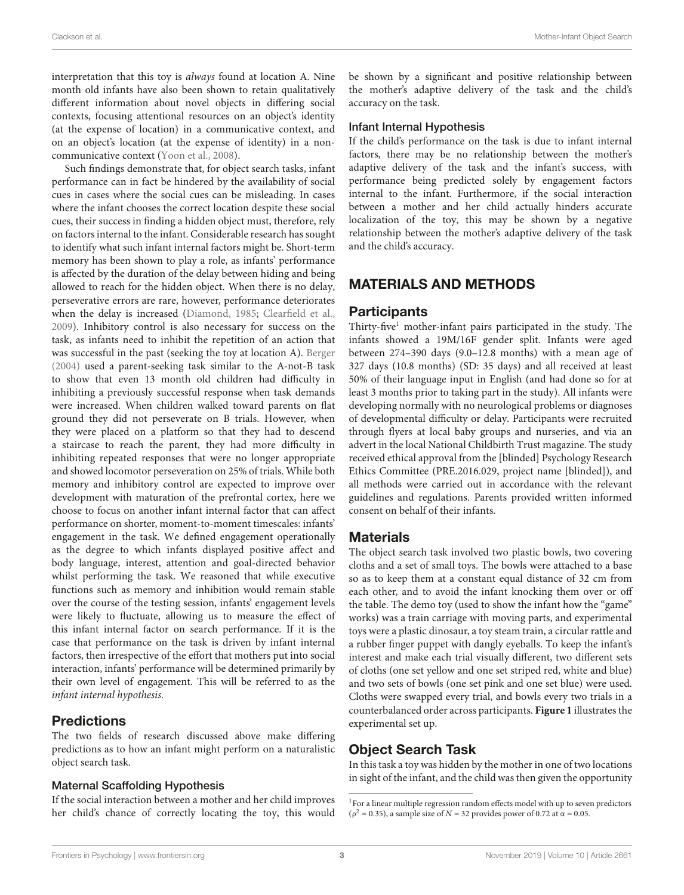interpretation that this toy is *always* found at location A. Nine month old infants have also been shown to retain qualitatively different information about novel objects in differing social contexts, focusing attentional resources on an object's identity (at the expense of location) in a communicative context, and on an object's location (at the expense of identity) in a non-communicative context (Yoon et al., 2008).

Such findings demonstrate that, for object search tasks, infant performance can in fact be hindered by the availability of social cues in cases where the social cues can be misleading. In cases where the infant chooses the correct location despite these social cues, their success in finding a hidden object must, therefore, rely on factors internal to the infant. Considerable research has sought to identify what such infant internal factors might be. Short-term memory has been shown to play a role, as infants' performance is affected by the duration of the delay between hiding and being allowed to reach for the hidden object. When there is no delay, perseverative errors are rare, however, performance deteriorates when the delay is increased (Diamond, 1985; Clearfield et al., 2009). Inhibitory control is also necessary for success on the task, as infants need to inhibit the repetition of an action that was successful in the past (seeking the toy at location A). Berger (2004) used a parent-seeking task similar to the A-not-B task to show that even 13 month old children had difficulty in inhibiting a previously successful response when task demands were increased. When children walked toward parents on flat ground they did not perseverate on B trials. However, when they were placed on a platform so that they had to descend a staircase to reach the parent, they had more difficulty in inhibiting repeated responses that were no longer appropriate and showed locomotor perseveration on 25% of trials. While both memory and inhibitory control are expected to improve over development with maturation of the prefrontal cortex, here we choose to focus on another infant internal factor that can affect performance on shorter, moment-to-moment timescales: infants' engagement in the task. We defined engagement operationally as the degree to which infants displayed positive affect and body language, interest, attention and goal-directed behavior whilst performing the task. We reasoned that while executive functions such as memory and inhibition would remain stable over the course of the testing session, infants' engagement levels were likely to fluctuate, allowing us to measure the effect of this infant internal factor on search performance. If it is the case that performance on the task is driven by infant internal factors, then irrespective of the effort that mothers put into social interaction, infants' performance will be determined primarily by their own level of engagement. This will be referred to as the *infant internal hypothesis*.

## Predictions

The two fields of research discussed above make differing predictions as to how an infant might perform on a naturalistic object search task.

### Maternal Scaffolding Hypothesis

If the social interaction between a mother and her child improves her child's chance of correctly locating the toy, this would be shown by a significant and positive relationship between the mother's adaptive delivery of the task and the child's accuracy on the task.

### Infant Internal Hypothesis

If the child's performance on the task is due to infant internal factors, there may be no relationship between the mother's adaptive delivery of the task and the infant's success, with performance being predicted solely by engagement factors internal to the infant. Furthermore, if the social interaction between a mother and her child actually hinders accurate localization of the toy, this may be shown by a negative relationship between the mother's adaptive delivery of the task and the child's accuracy.

# MATERIALS AND METHODS

## Participants

Thirty-five[1] mother-infant pairs participated in the study. The infants showed a 19M/16F gender split. Infants were aged between 274–390 days (9.0–12.8 months) with a mean age of 327 days (10.8 months) (SD: 35 days) and all received at least 50% of their language input in English (and had done so for at least 3 months prior to taking part in the study). All infants were developing normally with no neurological problems or diagnoses of developmental difficulty or delay. Participants were recruited through flyers at local baby groups and nurseries, and via an advert in the local National Childbirth Trust magazine. The study received ethical approval from the [blinded] Psychology Research Ethics Committee (PRE.2016.029, project name [blinded]), and all methods were carried out in accordance with the relevant guidelines and regulations. Parents provided written informed consent on behalf of their infants.

## Materials

The object search task involved two plastic bowls, two covering cloths and a set of small toys. The bowls were attached to a base so as to keep them at a constant equal distance of 32 cm from each other, and to avoid the infant knocking them over or off the table. The demo toy (used to show the infant how the "game" works) was a train carriage with moving parts, and experimental toys were a plastic dinosaur, a toy steam train, a circular rattle and a rubber finger puppet with dangly eyeballs. To keep the infant's interest and make each trial visually different, two different sets of cloths (one set yellow and one set striped red, white and blue) and two sets of bowls (one set pink and one set blue) were used. Cloths were swapped every trial, and bowls every two trials in a counterbalanced order across participants. **Figure 1** illustrates the experimental set up.

## Object Search Task

In this task a toy was hidden by the mother in one of two locations in sight of the infant, and the child was then given the opportunity

[1]For a linear multiple regression random effects model with up to seven predictors ($\rho^2 = 0.35$), a sample size of $N = 32$ provides power of 0.72 at $\alpha = 0.05$.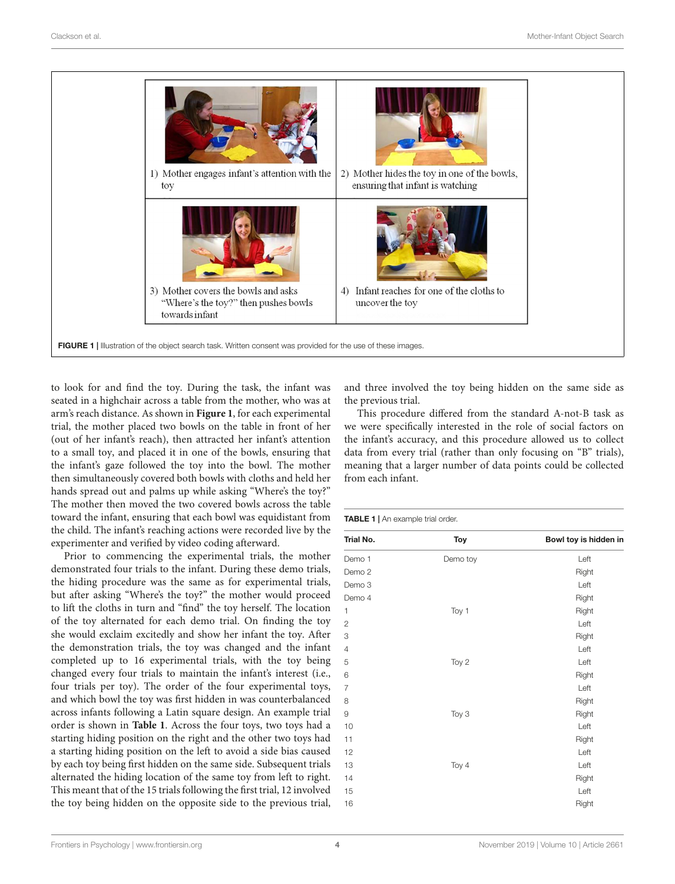1) Mother engages infant's attention with the toy

2) Mother hides the toy in one of the bowls, ensuring that infant is watching

3) Mother covers the bowls and asks "Where's the toy?" then pushes bowls towards infant

4) Infant reaches for one of the cloths to uncover the toy

**FIGURE 1 |** Illustration of the object search task. Written consent was provided for the use of these images.

to look for and find the toy. During the task, the infant was seated in a highchair across a table from the mother, who was at arm's reach distance. As shown in **Figure 1**, for each experimental trial, the mother placed two bowls on the table in front of her (out of her infant's reach), then attracted her infant's attention to a small toy, and placed it in one of the bowls, ensuring that the infant's gaze followed the toy into the bowl. The mother then simultaneously covered both bowls with cloths and held her hands spread out and palms up while asking "Where's the toy?" The mother then moved the two covered bowls across the table toward the infant, ensuring that each bowl was equidistant from the child. The infant's reaching actions were recorded live by the experimenter and verified by video coding afterward.

Prior to commencing the experimental trials, the mother demonstrated four trials to the infant. During these demo trials, the hiding procedure was the same as for experimental trials, but after asking "Where's the toy?" the mother would proceed to lift the cloths in turn and "find" the toy herself. The location of the toy alternated for each demo trial. On finding the toy she would exclaim excitedly and show her infant the toy. After the demonstration trials, the toy was changed and the infant completed up to 16 experimental trials, with the toy being changed every four trials to maintain the infant's interest (i.e., four trials per toy). The order of the four experimental toys, and which bowl the toy was first hidden in was counterbalanced across infants following a Latin square design. An example trial order is shown in **Table 1**. Across the four toys, two toys had a starting hiding position on the right and the other two toys had a starting hiding position on the left to avoid a side bias caused by each toy being first hidden on the same side. Subsequent trials alternated the hiding location of the same toy from left to right. This meant that of the 15 trials following the first trial, 12 involved the toy being hidden on the opposite side to the previous trial, and three involved the toy being hidden on the same side as the previous trial.

This procedure differed from the standard A-not-B task as we were specifically interested in the role of social factors on the infant's accuracy, and this procedure allowed us to collect data from every trial (rather than only focusing on "B" trials), meaning that a larger number of data points could be collected from each infant.

**TABLE 1 |** An example trial order.

| Trial No. | Toy | Bowl toy is hidden in |
|---|---|---|
| Demo 1 | Demo toy | Left |
| Demo 2 | | Right |
| Demo 3 | | Left |
| Demo 4 | | Right |
| 1 | Toy 1 | Right |
| 2 | | Left |
| 3 | | Right |
| 4 | | Left |
| 5 | Toy 2 | Left |
| 6 | | Right |
| 7 | | Left |
| 8 | | Right |
| 9 | Toy 3 | Right |
| 10 | | Left |
| 11 | | Right |
| 12 | | Left |
| 13 | Toy 4 | Left |
| 14 | | Right |
| 15 | | Left |
| 16 | | Right |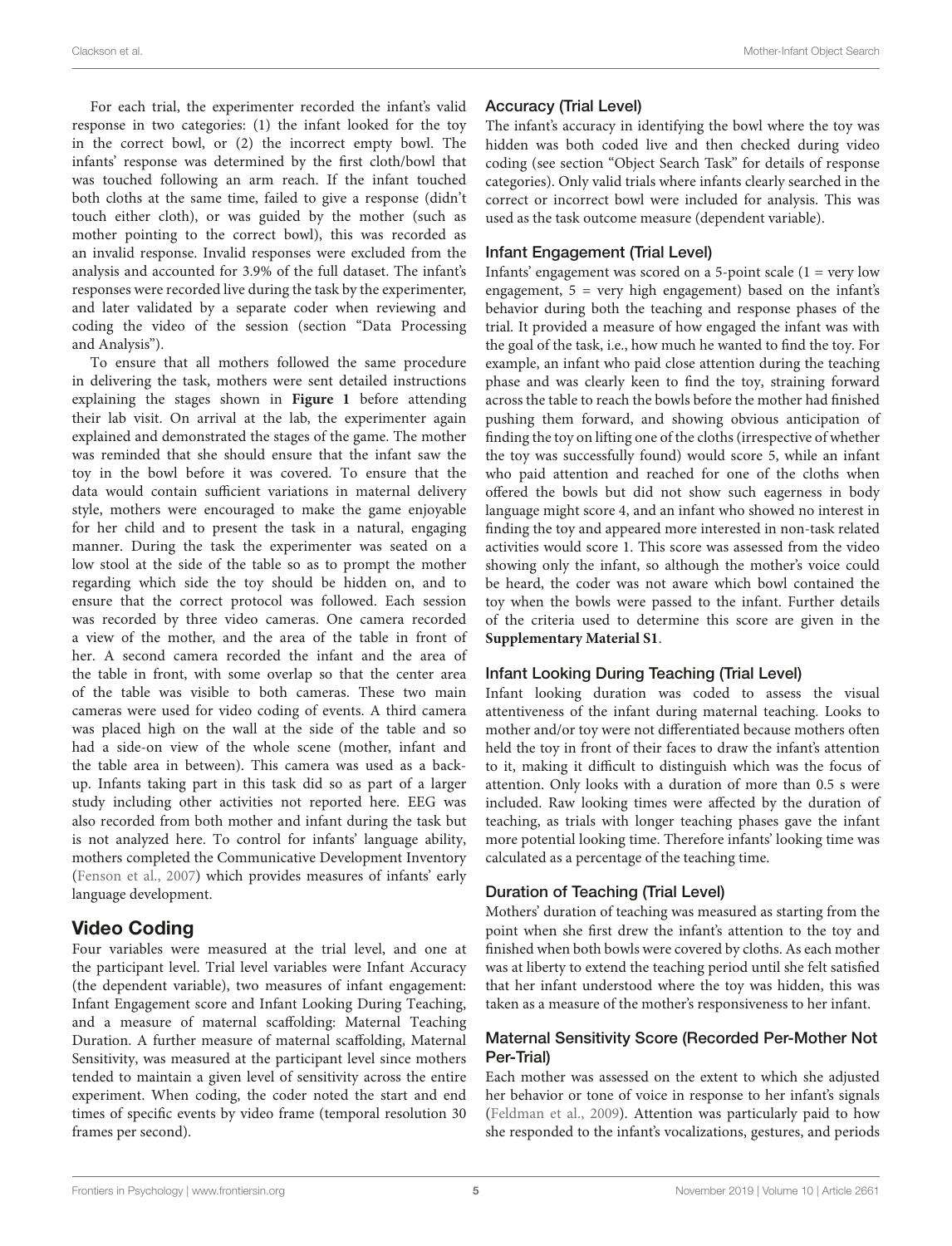For each trial, the experimenter recorded the infant's valid response in two categories: (1) the infant looked for the toy in the correct bowl, or (2) the incorrect empty bowl. The infants' response was determined by the first cloth/bowl that was touched following an arm reach. If the infant touched both cloths at the same time, failed to give a response (didn't touch either cloth), or was guided by the mother (such as mother pointing to the correct bowl), this was recorded as an invalid response. Invalid responses were excluded from the analysis and accounted for 3.9% of the full dataset. The infant's responses were recorded live during the task by the experimenter, and later validated by a separate coder when reviewing and coding the video of the session (section "Data Processing and Analysis").

To ensure that all mothers followed the same procedure in delivering the task, mothers were sent detailed instructions explaining the stages shown in **Figure 1** before attending their lab visit. On arrival at the lab, the experimenter again explained and demonstrated the stages of the game. The mother was reminded that she should ensure that the infant saw the toy in the bowl before it was covered. To ensure that the data would contain sufficient variations in maternal delivery style, mothers were encouraged to make the game enjoyable for her child and to present the task in a natural, engaging manner. During the task the experimenter was seated on a low stool at the side of the table so as to prompt the mother regarding which side the toy should be hidden on, and to ensure that the correct protocol was followed. Each session was recorded by three video cameras. One camera recorded a view of the mother, and the area of the table in front of her. A second camera recorded the infant and the area of the table in front, with some overlap so that the center area of the table was visible to both cameras. These two main cameras were used for video coding of events. A third camera was placed high on the wall at the side of the table and so had a side-on view of the whole scene (mother, infant and the table area in between). This camera was used as a back-up. Infants taking part in this task did so as part of a larger study including other activities not reported here. EEG was also recorded from both mother and infant during the task but is not analyzed here. To control for infants' language ability, mothers completed the Communicative Development Inventory (Fenson et al., 2007) which provides measures of infants' early language development.

## Video Coding

Four variables were measured at the trial level, and one at the participant level. Trial level variables were Infant Accuracy (the dependent variable), two measures of infant engagement: Infant Engagement score and Infant Looking During Teaching, and a measure of maternal scaffolding: Maternal Teaching Duration. A further measure of maternal scaffolding, Maternal Sensitivity, was measured at the participant level since mothers tended to maintain a given level of sensitivity across the entire experiment. When coding, the coder noted the start and end times of specific events by video frame (temporal resolution 30 frames per second).

### Accuracy (Trial Level)

The infant's accuracy in identifying the bowl where the toy was hidden was both coded live and then checked during video coding (see section "Object Search Task" for details of response categories). Only valid trials where infants clearly searched in the correct or incorrect bowl were included for analysis. This was used as the task outcome measure (dependent variable).

### Infant Engagement (Trial Level)

Infants' engagement was scored on a 5-point scale (1 = very low engagement, 5 = very high engagement) based on the infant's behavior during both the teaching and response phases of the trial. It provided a measure of how engaged the infant was with the goal of the task, i.e., how much he wanted to find the toy. For example, an infant who paid close attention during the teaching phase and was clearly keen to find the toy, straining forward across the table to reach the bowls before the mother had finished pushing them forward, and showing obvious anticipation of finding the toy on lifting one of the cloths (irrespective of whether the toy was successfully found) would score 5, while an infant who paid attention and reached for one of the cloths when offered the bowls but did not show such eagerness in body language might score 4, and an infant who showed no interest in finding the toy and appeared more interested in non-task related activities would score 1. This score was assessed from the video showing only the infant, so although the mother's voice could be heard, the coder was not aware which bowl contained the toy when the bowls were passed to the infant. Further details of the criteria used to determine this score are given in the **Supplementary Material S1**.

### Infant Looking During Teaching (Trial Level)

Infant looking duration was coded to assess the visual attentiveness of the infant during maternal teaching. Looks to mother and/or toy were not differentiated because mothers often held the toy in front of their faces to draw the infant's attention to it, making it difficult to distinguish which was the focus of attention. Only looks with a duration of more than 0.5 s were included. Raw looking times were affected by the duration of teaching, as trials with longer teaching phases gave the infant more potential looking time. Therefore infants' looking time was calculated as a percentage of the teaching time.

### Duration of Teaching (Trial Level)

Mothers' duration of teaching was measured as starting from the point when she first drew the infant's attention to the toy and finished when both bowls were covered by cloths. As each mother was at liberty to extend the teaching period until she felt satisfied that her infant understood where the toy was hidden, this was taken as a measure of the mother's responsiveness to her infant.

### Maternal Sensitivity Score (Recorded Per-Mother Not Per-Trial)

Each mother was assessed on the extent to which she adjusted her behavior or tone of voice in response to her infant's signals (Feldman et al., 2009). Attention was particularly paid to how she responded to the infant's vocalizations, gestures, and periods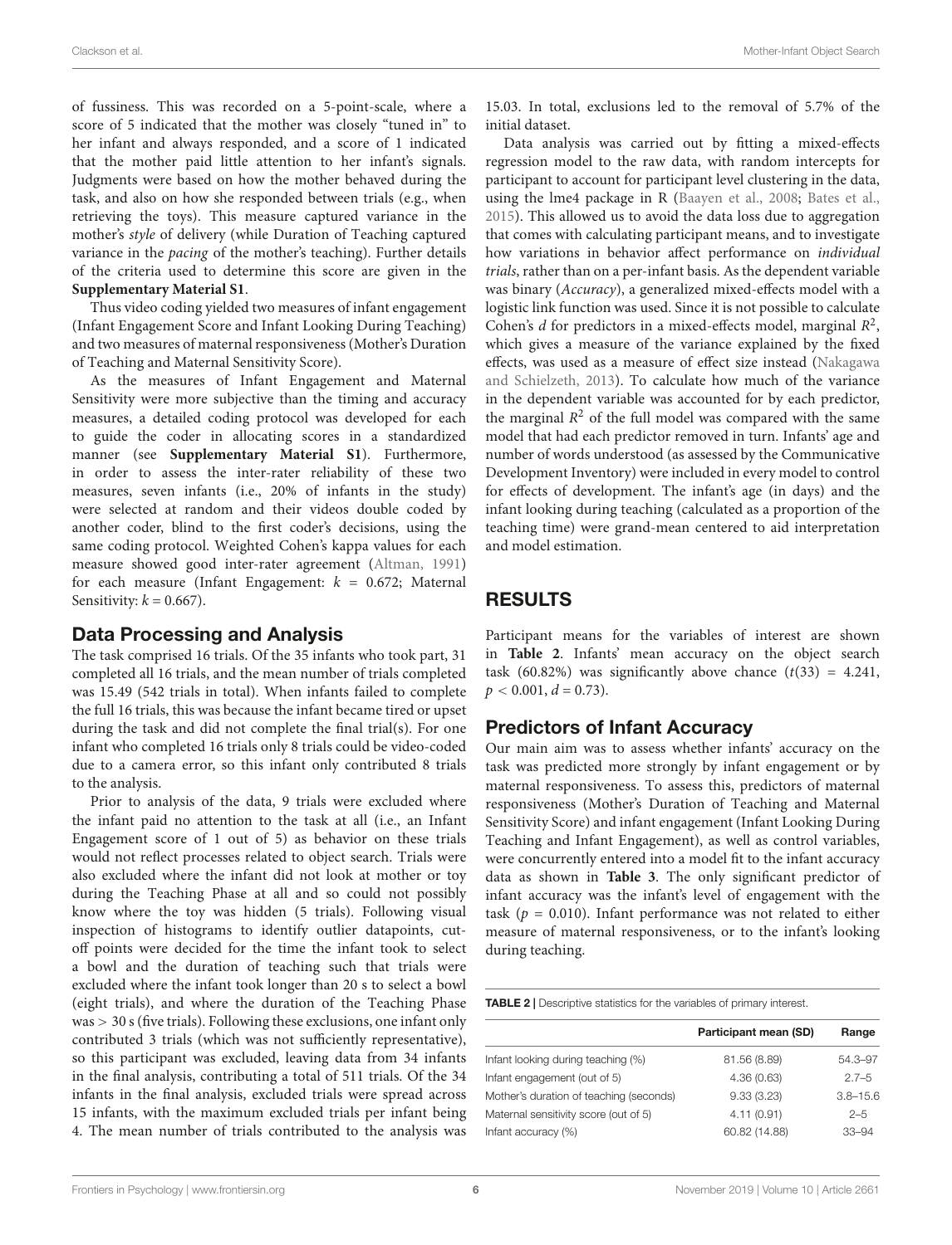of fussiness. This was recorded on a 5-point-scale, where a score of 5 indicated that the mother was closely "tuned in" to her infant and always responded, and a score of 1 indicated that the mother paid little attention to her infant's signals. Judgments were based on how the mother behaved during the task, and also on how she responded between trials (e.g., when retrieving the toys). This measure captured variance in the mother's *style* of delivery (while Duration of Teaching captured variance in the *pacing* of the mother's teaching). Further details of the criteria used to determine this score are given in the **Supplementary Material S1**.

Thus video coding yielded two measures of infant engagement (Infant Engagement Score and Infant Looking During Teaching) and two measures of maternal responsiveness (Mother's Duration of Teaching and Maternal Sensitivity Score).

As the measures of Infant Engagement and Maternal Sensitivity were more subjective than the timing and accuracy measures, a detailed coding protocol was developed for each to guide the coder in allocating scores in a standardized manner (see **Supplementary Material S1**). Furthermore, in order to assess the inter-rater reliability of these two measures, seven infants (i.e., 20% of infants in the study) were selected at random and their videos double coded by another coder, blind to the first coder's decisions, using the same coding protocol. Weighted Cohen's kappa values for each measure showed good inter-rater agreement (Altman, 1991) for each measure (Infant Engagement: $k$ = 0.672; Maternal Sensitivity: $k$ = 0.667).

## Data Processing and Analysis

The task comprised 16 trials. Of the 35 infants who took part, 31 completed all 16 trials, and the mean number of trials completed was 15.49 (542 trials in total). When infants failed to complete the full 16 trials, this was because the infant became tired or upset during the task and did not complete the final trial(s). For one infant who completed 16 trials only 8 trials could be video-coded due to a camera error, so this infant only contributed 8 trials to the analysis.

Prior to analysis of the data, 9 trials were excluded where the infant paid no attention to the task at all (i.e., an Infant Engagement score of 1 out of 5) as behavior on these trials would not reflect processes related to object search. Trials were also excluded where the infant did not look at mother or toy during the Teaching Phase at all and so could not possibly know where the toy was hidden (5 trials). Following visual inspection of histograms to identify outlier datapoints, cut-off points were decided for the time the infant took to select a bowl and the duration of teaching such that trials were excluded where the infant took longer than 20 s to select a bowl (eight trials), and where the duration of the Teaching Phase was > 30 s (five trials). Following these exclusions, one infant only contributed 3 trials (which was not sufficiently representative), so this participant was excluded, leaving data from 34 infants in the final analysis, contributing a total of 511 trials. Of the 34 infants in the final analysis, excluded trials were spread across 15 infants, with the maximum excluded trials per infant being 4. The mean number of trials contributed to the analysis was 15.03. In total, exclusions led to the removal of 5.7% of the initial dataset.

Data analysis was carried out by fitting a mixed-effects regression model to the raw data, with random intercepts for participant to account for participant level clustering in the data, using the lme4 package in R (Baayen et al., 2008; Bates et al., 2015). This allowed us to avoid the data loss due to aggregation that comes with calculating participant means, and to investigate how variations in behavior affect performance on *individual trials*, rather than on a per-infant basis. As the dependent variable was binary (*Accuracy*), a generalized mixed-effects model with a logistic link function was used. Since it is not possible to calculate Cohen's $d$ for predictors in a mixed-effects model, marginal $R^2$, which gives a measure of the variance explained by the fixed effects, was used as a measure of effect size instead (Nakagawa and Schielzeth, 2013). To calculate how much of the variance in the dependent variable was accounted for by each predictor, the marginal $R^2$ of the full model was compared with the same model that had each predictor removed in turn. Infants' age and number of words understood (as assessed by the Communicative Development Inventory) were included in every model to control for effects of development. The infant's age (in days) and the infant looking during teaching (calculated as a proportion of the teaching time) were grand-mean centered to aid interpretation and model estimation.

# RESULTS

Participant means for the variables of interest are shown in **Table 2**. Infants' mean accuracy on the object search task (60.82%) was significantly above chance ($t(33)$ = 4.241, $p$ < 0.001, $d$ = 0.73).

## Predictors of Infant Accuracy

Our main aim was to assess whether infants' accuracy on the task was predicted more strongly by infant engagement or by maternal responsiveness. To assess this, predictors of maternal responsiveness (Mother's Duration of Teaching and Maternal Sensitivity Score) and infant engagement (Infant Looking During Teaching and Infant Engagement), as well as control variables, were concurrently entered into a model fit to the infant accuracy data as shown in **Table 3**. The only significant predictor of infant accuracy was the infant's level of engagement with the task ($p$ = 0.010). Infant performance was not related to either measure of maternal responsiveness, or to the infant's looking during teaching.

**TABLE 2** | Descriptive statistics for the variables of primary interest.

| | Participant mean (SD) | Range |
|---|---|---|
| Infant looking during teaching (%) | 81.56 (8.89) | 54.3–97 |
| Infant engagement (out of 5) | 4.36 (0.63) | 2.7–5 |
| Mother's duration of teaching (seconds) | 9.33 (3.23) | 3.8–15.6 |
| Maternal sensitivity score (out of 5) | 4.11 (0.91) | 2–5 |
| Infant accuracy (%) | 60.82 (14.88) | 33–94 |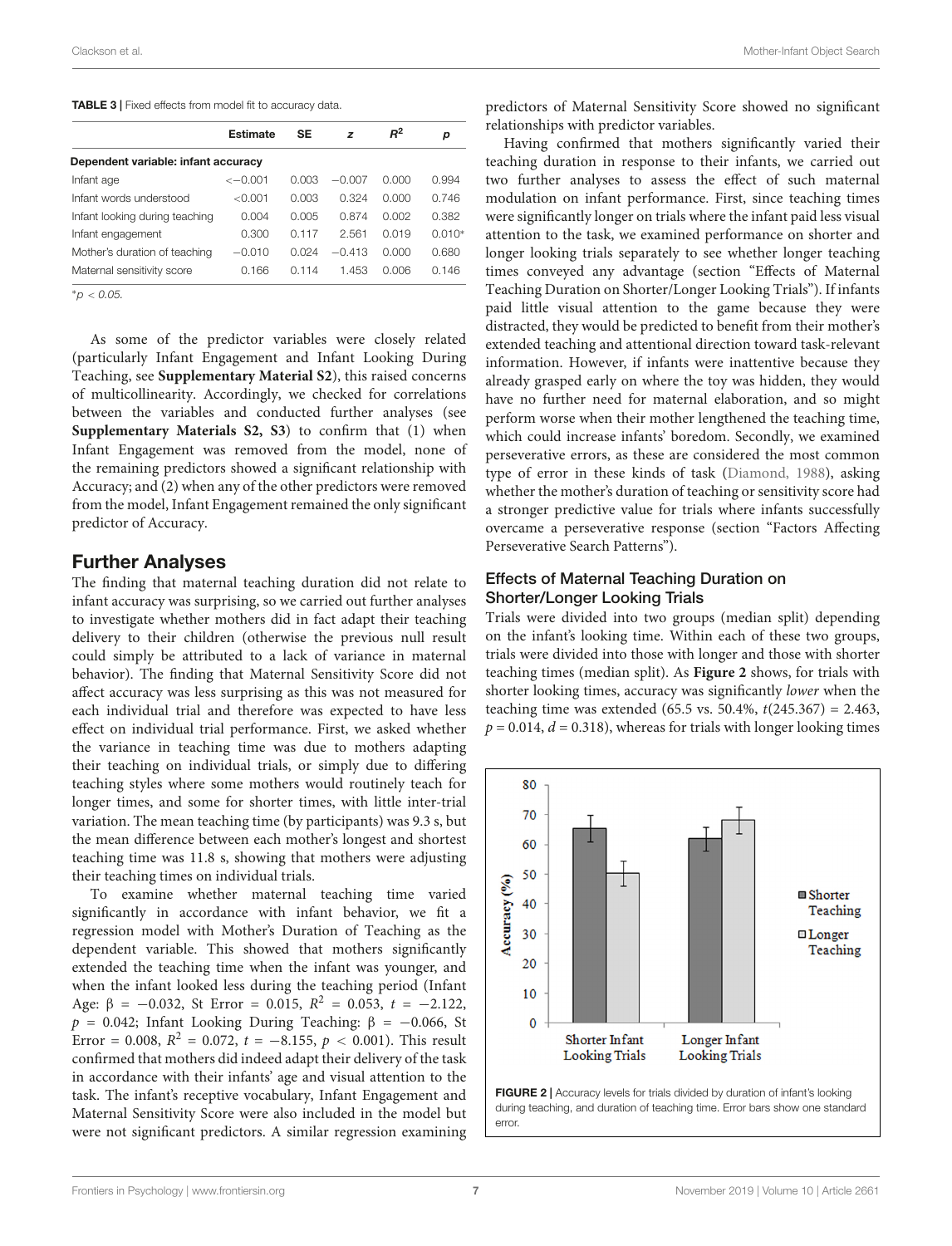**TABLE 3** | Fixed effects from model fit to accuracy data.

| | Estimate | SE | z | $R^2$ | p |
|---|---|---|---|---|---|
| **Dependent variable: infant accuracy** | | | | | |
| Infant age | <−0.001 | 0.003 | −0.007 | 0.000 | 0.994 |
| Infant words understood | <0.001 | 0.003 | 0.324 | 0.000 | 0.746 |
| Infant looking during teaching | 0.004 | 0.005 | 0.874 | 0.002 | 0.382 |
| Infant engagement | 0.300 | 0.117 | 2.561 | 0.019 | 0.010* |
| Mother's duration of teaching | −0.010 | 0.024 | −0.413 | 0.000 | 0.680 |
| Maternal sensitivity score | 0.166 | 0.114 | 1.453 | 0.006 | 0.146 |

*$p < 0.05$.

As some of the predictor variables were closely related (particularly Infant Engagement and Infant Looking During Teaching, see **Supplementary Material S2**), this raised concerns of multicollinearity. Accordingly, we checked for correlations between the variables and conducted further analyses (see **Supplementary Materials S2, S3**) to confirm that (1) when Infant Engagement was removed from the model, none of the remaining predictors showed a significant relationship with Accuracy; and (2) when any of the other predictors were removed from the model, Infant Engagement remained the only significant predictor of Accuracy.

## Further Analyses

The finding that maternal teaching duration did not relate to infant accuracy was surprising, so we carried out further analyses to investigate whether mothers did in fact adapt their teaching delivery to their children (otherwise the previous null result could simply be attributed to a lack of variance in maternal behavior). The finding that Maternal Sensitivity Score did not affect accuracy was less surprising as this was not measured for each individual trial and therefore was expected to have less effect on individual trial performance. First, we asked whether the variance in teaching time was due to mothers adapting their teaching on individual trials, or simply due to differing teaching styles where some mothers would routinely teach for longer times, and some for shorter times, with little inter-trial variation. The mean teaching time (by participants) was 9.3 s, but the mean difference between each mother's longest and shortest teaching time was 11.8 s, showing that mothers were adjusting their teaching times on individual trials.

To examine whether maternal teaching time varied significantly in accordance with infant behavior, we fit a regression model with Mother's Duration of Teaching as the dependent variable. This showed that mothers significantly extended the teaching time when the infant was younger, and when the infant looked less during the teaching period (Infant Age: $\beta = -0.032$, St Error = 0.015, $R^2 = 0.053$, $t = -2.122$, $p = 0.042$; Infant Looking During Teaching: $\beta = -0.066$, St Error = 0.008, $R^2 = 0.072$, $t = -8.155$, $p < 0.001$). This result confirmed that mothers did indeed adapt their delivery of the task in accordance with their infants' age and visual attention to the task. The infant's receptive vocabulary, Infant Engagement and Maternal Sensitivity Score were also included in the model but were not significant predictors. A similar regression examining predictors of Maternal Sensitivity Score showed no significant relationships with predictor variables.

Having confirmed that mothers significantly varied their teaching duration in response to their infants, we carried out two further analyses to assess the effect of such maternal modulation on infant performance. First, since teaching times were significantly longer on trials where the infant paid less visual attention to the task, we examined performance on shorter and longer looking trials separately to see whether longer teaching times conveyed any advantage (section "Effects of Maternal Teaching Duration on Shorter/Longer Looking Trials"). If infants paid little visual attention to the game because they were distracted, they would be predicted to benefit from their mother's extended teaching and attentional direction toward task-relevant information. However, if infants were inattentive because they already grasped early on where the toy was hidden, they would have no further need for maternal elaboration, and so might perform worse when their mother lengthened the teaching time, which could increase infants' boredom. Secondly, we examined perseverative errors, as these are considered the most common type of error in these kinds of task (Diamond, 1988), asking whether the mother's duration of teaching or sensitivity score had a stronger predictive value for trials where infants successfully overcame a perseverative response (section "Factors Affecting Perseverative Search Patterns").

### Effects of Maternal Teaching Duration on Shorter/Longer Looking Trials

Trials were divided into two groups (median split) depending on the infant's looking time. Within each of these two groups, trials were divided into those with longer and those with shorter teaching times (median split). As **Figure 2** shows, for trials with shorter looking times, accuracy was significantly *lower* when the teaching time was extended (65.5 vs. 50.4%, $t(245.367) = 2.463$, $p = 0.014$, $d = 0.318$), whereas for trials with longer looking times

**FIGURE 2** | Accuracy levels for trials divided by duration of infant's looking during teaching, and duration of teaching time. Error bars show one standard error.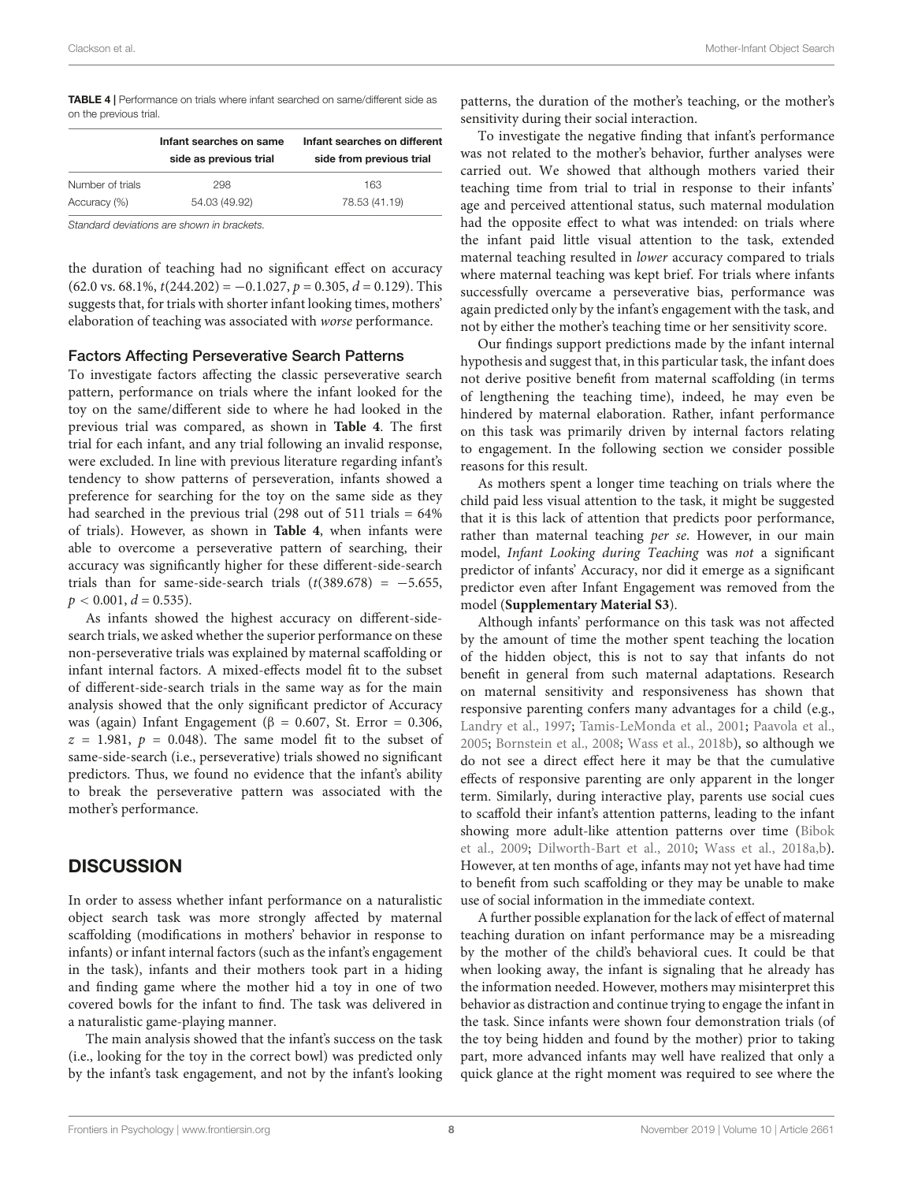**TABLE 4 |** Performance on trials where infant searched on same/different side as on the previous trial.

| | Infant searches on same side as previous trial | Infant searches on different side from previous trial |
|---|---|---|
| Number of trials | 298 | 163 |
| Accuracy (%) | 54.03 (49.92) | 78.53 (41.19) |

*Standard deviations are shown in brackets.*

the duration of teaching had no significant effect on accuracy (62.0 vs. 68.1%, $t(244.202) = -0.1.027$, $p = 0.305$, $d = 0.129$). This suggests that, for trials with shorter infant looking times, mothers' elaboration of teaching was associated with *worse* performance.

### Factors Affecting Perseverative Search Patterns

To investigate factors affecting the classic perseverative search pattern, performance on trials where the infant looked for the toy on the same/different side to where he had looked in the previous trial was compared, as shown in **Table 4**. The first trial for each infant, and any trial following an invalid response, were excluded. In line with previous literature regarding infant's tendency to show patterns of perseveration, infants showed a preference for searching for the toy on the same side as they had searched in the previous trial (298 out of 511 trials = 64% of trials). However, as shown in **Table 4**, when infants were able to overcome a perseverative pattern of searching, their accuracy was significantly higher for these different-side-search trials than for same-side-search trials ($t(389.678) = -5.655$, $p < 0.001$, $d = 0.535$).

As infants showed the highest accuracy on different-side-search trials, we asked whether the superior performance on these non-perseverative trials was explained by maternal scaffolding or infant internal factors. A mixed-effects model fit to the subset of different-side-search trials in the same way as for the main analysis showed that the only significant predictor of Accuracy was (again) Infant Engagement ($\beta = 0.607$, St. Error = 0.306, $z = 1.981$, $p = 0.048$). The same model fit to the subset of same-side-search (i.e., perseverative) trials showed no significant predictors. Thus, we found no evidence that the infant's ability to break the perseverative pattern was associated with the mother's performance.

## DISCUSSION

In order to assess whether infant performance on a naturalistic object search task was more strongly affected by maternal scaffolding (modifications in mothers' behavior in response to infants) or infant internal factors (such as the infant's engagement in the task), infants and their mothers took part in a hiding and finding game where the mother hid a toy in one of two covered bowls for the infant to find. The task was delivered in a naturalistic game-playing manner.

The main analysis showed that the infant's success on the task (i.e., looking for the toy in the correct bowl) was predicted only by the infant's task engagement, and not by the infant's looking patterns, the duration of the mother's teaching, or the mother's sensitivity during their social interaction.

To investigate the negative finding that infant's performance was not related to the mother's behavior, further analyses were carried out. We showed that although mothers varied their teaching time from trial to trial in response to their infants' age and perceived attentional status, such maternal modulation had the opposite effect to what was intended: on trials where the infant paid little visual attention to the task, extended maternal teaching resulted in *lower* accuracy compared to trials where maternal teaching was kept brief. For trials where infants successfully overcame a perseverative bias, performance was again predicted only by the infant's engagement with the task, and not by either the mother's teaching time or her sensitivity score.

Our findings support predictions made by the infant internal hypothesis and suggest that, in this particular task, the infant does not derive positive benefit from maternal scaffolding (in terms of lengthening the teaching time), indeed, he may even be hindered by maternal elaboration. Rather, infant performance on this task was primarily driven by internal factors relating to engagement. In the following section we consider possible reasons for this result.

As mothers spent a longer time teaching on trials where the child paid less visual attention to the task, it might be suggested that it is this lack of attention that predicts poor performance, rather than maternal teaching *per se*. However, in our main model, *Infant Looking during Teaching* was *not* a significant predictor of infants' Accuracy, nor did it emerge as a significant predictor even after Infant Engagement was removed from the model (**Supplementary Material S3**).

Although infants' performance on this task was not affected by the amount of time the mother spent teaching the location of the hidden object, this is not to say that infants do not benefit in general from such maternal adaptations. Research on maternal sensitivity and responsiveness has shown that responsive parenting confers many advantages for a child (e.g., Landry et al., 1997; Tamis-LeMonda et al., 2001; Paavola et al., 2005; Bornstein et al., 2008; Wass et al., 2018b), so although we do not see a direct effect here it may be that the cumulative effects of responsive parenting are only apparent in the longer term. Similarly, during interactive play, parents use social cues to scaffold their infant's attention patterns, leading to the infant showing more adult-like attention patterns over time (Bibok et al., 2009; Dilworth-Bart et al., 2010; Wass et al., 2018a,b). However, at ten months of age, infants may not yet have had time to benefit from such scaffolding or they may be unable to make use of social information in the immediate context.

A further possible explanation for the lack of effect of maternal teaching duration on infant performance may be a misreading by the mother of the child's behavioral cues. It could be that when looking away, the infant is signaling that he already has the information needed. However, mothers may misinterpret this behavior as distraction and continue trying to engage the infant in the task. Since infants were shown four demonstration trials (of the toy being hidden and found by the mother) prior to taking part, more advanced infants may well have realized that only a quick glance at the right moment was required to see where the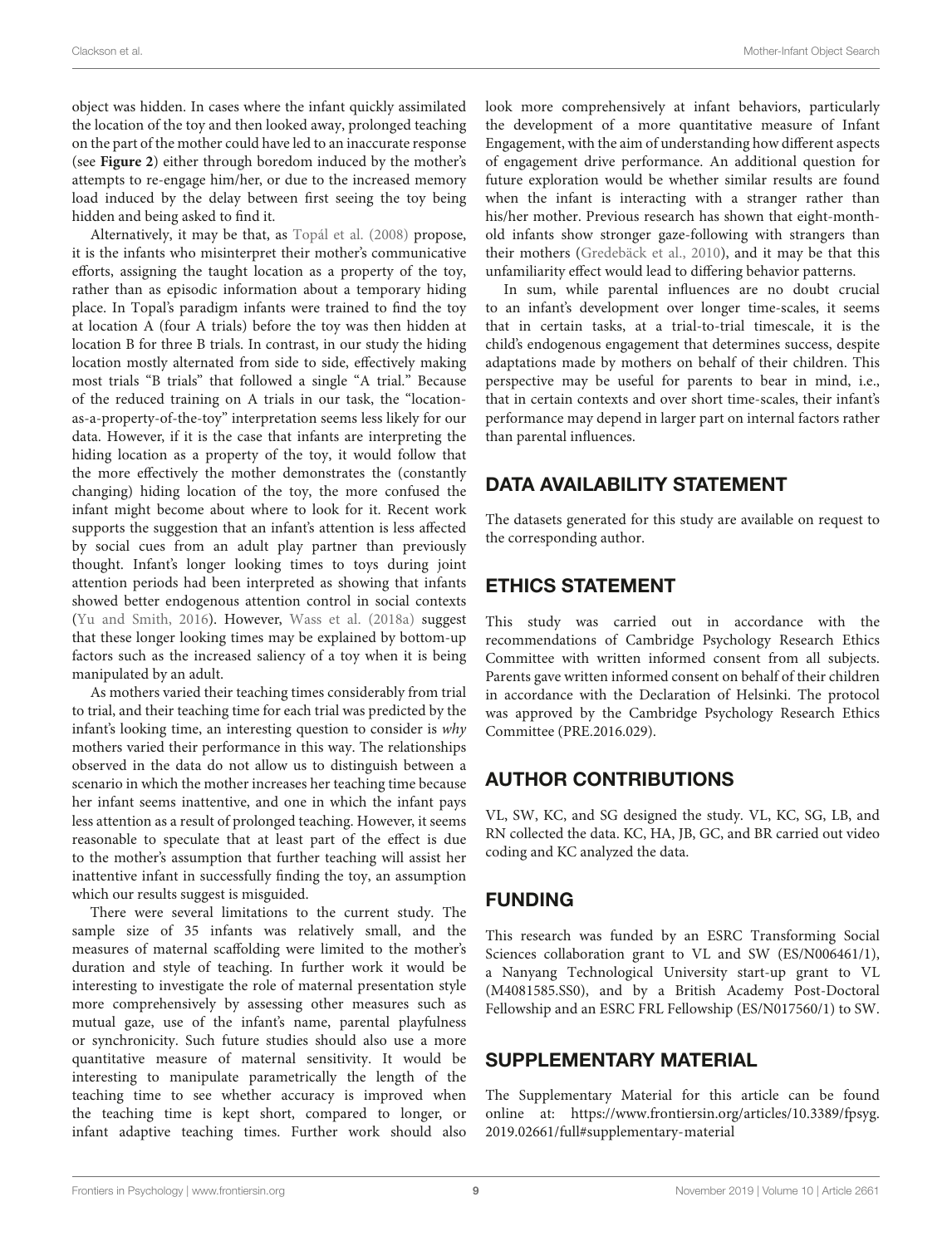object was hidden. In cases where the infant quickly assimilated the location of the toy and then looked away, prolonged teaching on the part of the mother could have led to an inaccurate response (see **Figure 2**) either through boredom induced by the mother's attempts to re-engage him/her, or due to the increased memory load induced by the delay between first seeing the toy being hidden and being asked to find it.

Alternatively, it may be that, as Topál et al. (2008) propose, it is the infants who misinterpret their mother's communicative efforts, assigning the taught location as a property of the toy, rather than as episodic information about a temporary hiding place. In Topal's paradigm infants were trained to find the toy at location A (four A trials) before the toy was then hidden at location B for three B trials. In contrast, in our study the hiding location mostly alternated from side to side, effectively making most trials "B trials" that followed a single "A trial." Because of the reduced training on A trials in our task, the "location-as-a-property-of-the-toy" interpretation seems less likely for our data. However, if it is the case that infants are interpreting the hiding location as a property of the toy, it would follow that the more effectively the mother demonstrates the (constantly changing) hiding location of the toy, the more confused the infant might become about where to look for it. Recent work supports the suggestion that an infant's attention is less affected by social cues from an adult play partner than previously thought. Infant's longer looking times to toys during joint attention periods had been interpreted as showing that infants showed better endogenous attention control in social contexts (Yu and Smith, 2016). However, Wass et al. (2018a) suggest that these longer looking times may be explained by bottom-up factors such as the increased saliency of a toy when it is being manipulated by an adult.

As mothers varied their teaching times considerably from trial to trial, and their teaching time for each trial was predicted by the infant's looking time, an interesting question to consider is *why* mothers varied their performance in this way. The relationships observed in the data do not allow us to distinguish between a scenario in which the mother increases her teaching time because her infant seems inattentive, and one in which the infant pays less attention as a result of prolonged teaching. However, it seems reasonable to speculate that at least part of the effect is due to the mother's assumption that further teaching will assist her inattentive infant in successfully finding the toy, an assumption which our results suggest is misguided.

There were several limitations to the current study. The sample size of 35 infants was relatively small, and the measures of maternal scaffolding were limited to the mother's duration and style of teaching. In further work it would be interesting to investigate the role of maternal presentation style more comprehensively by assessing other measures such as mutual gaze, use of the infant's name, parental playfulness or synchronicity. Such future studies should also use a more quantitative measure of maternal sensitivity. It would be interesting to manipulate parametrically the length of the teaching time to see whether accuracy is improved when the teaching time is kept short, compared to longer, or infant adaptive teaching times. Further work should also look more comprehensively at infant behaviors, particularly the development of a more quantitative measure of Infant Engagement, with the aim of understanding how different aspects of engagement drive performance. An additional question for future exploration would be whether similar results are found when the infant is interacting with a stranger rather than his/her mother. Previous research has shown that eight-month-old infants show stronger gaze-following with strangers than their mothers (Gredebäck et al., 2010), and it may be that this unfamiliarity effect would lead to differing behavior patterns.

In sum, while parental influences are no doubt crucial to an infant's development over longer time-scales, it seems that in certain tasks, at a trial-to-trial timescale, it is the child's endogenous engagement that determines success, despite adaptations made by mothers on behalf of their children. This perspective may be useful for parents to bear in mind, i.e., that in certain contexts and over short time-scales, their infant's performance may depend in larger part on internal factors rather than parental influences.

## DATA AVAILABILITY STATEMENT

The datasets generated for this study are available on request to the corresponding author.

## ETHICS STATEMENT

This study was carried out in accordance with the recommendations of Cambridge Psychology Research Ethics Committee with written informed consent from all subjects. Parents gave written informed consent on behalf of their children in accordance with the Declaration of Helsinki. The protocol was approved by the Cambridge Psychology Research Ethics Committee (PRE.2016.029).

## AUTHOR CONTRIBUTIONS

VL, SW, KC, and SG designed the study. VL, KC, SG, LB, and RN collected the data. KC, HA, JB, GC, and BR carried out video coding and KC analyzed the data.

## FUNDING

This research was funded by an ESRC Transforming Social Sciences collaboration grant to VL and SW (ES/N006461/1), a Nanyang Technological University start-up grant to VL (M4081585.SS0), and by a British Academy Post-Doctoral Fellowship and an ESRC FRL Fellowship (ES/N017560/1) to SW.

## SUPPLEMENTARY MATERIAL

The Supplementary Material for this article can be found online at: https://www.frontiersin.org/articles/10.3389/fpsyg.2019.02661/full#supplementary-material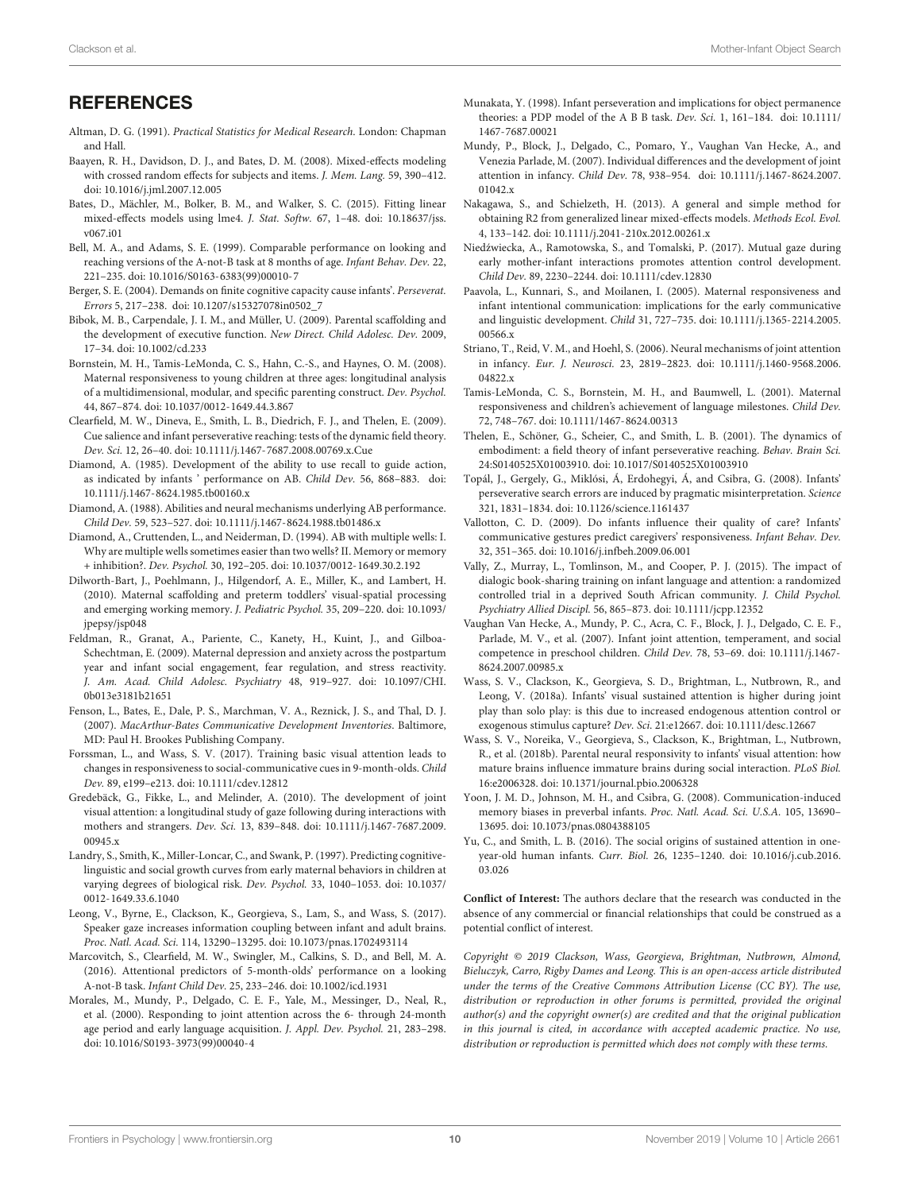## REFERENCES

Altman, D. G. (1991). *Practical Statistics for Medical Research*. London: Chapman and Hall.

Baayen, R. H., Davidson, D. J., and Bates, D. M. (2008). Mixed-effects modeling with crossed random effects for subjects and items. *J. Mem. Lang.* 59, 390–412. doi: 10.1016/j.jml.2007.12.005

Bates, D., Mächler, M., Bolker, B. M., and Walker, S. C. (2015). Fitting linear mixed-effects models using lme4. *J. Stat. Softw.* 67, 1–48. doi: 10.18637/jss.v067.i01

Bell, M. A., and Adams, S. E. (1999). Comparable performance on looking and reaching versions of the A-not-B task at 8 months of age. *Infant Behav. Dev.* 22, 221–235. doi: 10.1016/S0163-6383(99)00010-7

Berger, S. E. (2004). Demands on finite cognitive capacity cause infants'. *Perseverat. Errors* 5, 217–238. doi: 10.1207/s15327078in0502_7

Bibok, M. B., Carpendale, J. I. M., and Müller, U. (2009). Parental scaffolding and the development of executive function. *New Direct. Child Adolesc. Dev.* 2009, 17–34. doi: 10.1002/cd.233

Bornstein, M. H., Tamis-LeMonda, C. S., Hahn, C.-S., and Haynes, O. M. (2008). Maternal responsiveness to young children at three ages: longitudinal analysis of a multidimensional, modular, and specific parenting construct. *Dev. Psychol.* 44, 867–874. doi: 10.1037/0012-1649.44.3.867

Clearfield, M. W., Dineva, E., Smith, L. B., Diedrich, F. J., and Thelen, E. (2009). Cue salience and infant perseverative reaching: tests of the dynamic field theory. *Dev. Sci.* 12, 26–40. doi: 10.1111/j.1467-7687.2008.00769.x.Cue

Diamond, A. (1985). Development of the ability to use recall to guide action, as indicated by infants ' performance on AB. *Child Dev.* 56, 868–883. doi: 10.1111/j.1467-8624.1985.tb00160.x

Diamond, A. (1988). Abilities and neural mechanisms underlying AB performance. *Child Dev.* 59, 523–527. doi: 10.1111/j.1467-8624.1988.tb01486.x

Diamond, A., Cruttenden, L., and Neiderman, D. (1994). AB with multiple wells: I. Why are multiple wells sometimes easier than two wells? II. Memory or memory + inhibition?. *Dev. Psychol.* 30, 192–205. doi: 10.1037/0012-1649.30.2.192

Dilworth-Bart, J., Poehlmann, J., Hilgendorf, A. E., Miller, K., and Lambert, H. (2010). Maternal scaffolding and preterm toddlers' visual-spatial processing and emerging working memory. *J. Pediatric Psychol.* 35, 209–220. doi: 10.1093/jpepsy/jsp048

Feldman, R., Granat, A., Pariente, C., Kanety, H., Kuint, J., and Gilboa-Schechtman, E. (2009). Maternal depression and anxiety across the postpartum year and infant social engagement, fear regulation, and stress reactivity. *J. Am. Acad. Child Adolesc. Psychiatry* 48, 919–927. doi: 10.1097/CHI.0b013e3181b21651

Fenson, L., Bates, E., Dale, P. S., Marchman, V. A., Reznick, J. S., and Thal, D. J. (2007). *MacArthur-Bates Communicative Development Inventories*. Baltimore, MD: Paul H. Brookes Publishing Company.

Forssman, L., and Wass, S. V. (2017). Training basic visual attention leads to changes in responsiveness to social-communicative cues in 9-month-olds. *Child Dev.* 89, e199–e213. doi: 10.1111/cdev.12812

Gredebäck, G., Fikke, L., and Melinder, A. (2010). The development of joint visual attention: a longitudinal study of gaze following during interactions with mothers and strangers. *Dev. Sci.* 13, 839–848. doi: 10.1111/j.1467-7687.2009.00945.x

Landry, S., Smith, K., Miller-Loncar, C., and Swank, P. (1997). Predicting cognitive-linguistic and social growth curves from early maternal behaviors in children at varying degrees of biological risk. *Dev. Psychol.* 33, 1040–1053. doi: 10.1037/0012-1649.33.6.1040

Leong, V., Byrne, E., Clackson, K., Georgieva, S., Lam, S., and Wass, S. (2017). Speaker gaze increases information coupling between infant and adult brains. *Proc. Natl. Acad. Sci.* 114, 13290–13295. doi: 10.1073/pnas.1702493114

Marcovitch, S., Clearfield, M. W., Swingler, M., Calkins, S. D., and Bell, M. A. (2016). Attentional predictors of 5-month-olds' performance on a looking A-not-B task. *Infant Child Dev.* 25, 233–246. doi: 10.1002/icd.1931

Morales, M., Mundy, P., Delgado, C. E. F., Yale, M., Messinger, D., Neal, R., et al. (2000). Responding to joint attention across the 6- through 24-month age period and early language acquisition. *J. Appl. Dev. Psychol.* 21, 283–298. doi: 10.1016/S0193-3973(99)00040-4

Munakata, Y. (1998). Infant perseveration and implications for object permanence theories: a PDP model of the A B B task. *Dev. Sci.* 1, 161–184. doi: 10.1111/1467-7687.00021

Mundy, P., Block, J., Delgado, C., Pomaro, Y., Vaughan Van Hecke, A., and Venezia Parlade, M. (2007). Individual differences and the development of joint attention in infancy. *Child Dev.* 78, 938–954. doi: 10.1111/j.1467-8624.2007.01042.x

Nakagawa, S., and Schielzeth, H. (2013). A general and simple method for obtaining R2 from generalized linear mixed-effects models. *Methods Ecol. Evol.* 4, 133–142. doi: 10.1111/j.2041-210x.2012.00261.x

Niedźwiecka, A., Ramotowska, S., and Tomalski, P. (2017). Mutual gaze during early mother-infant interactions promotes attention control development. *Child Dev.* 89, 2230–2244. doi: 10.1111/cdev.12830

Paavola, L., Kunnari, S., and Moilanen, I. (2005). Maternal responsiveness and infant intentional communication: implications for the early communicative and linguistic development. *Child* 31, 727–735. doi: 10.1111/j.1365-2214.2005.00566.x

Striano, T., Reid, V. M., and Hoehl, S. (2006). Neural mechanisms of joint attention in infancy. *Eur. J. Neurosci.* 23, 2819–2823. doi: 10.1111/j.1460-9568.2006.04822.x

Tamis-LeMonda, C. S., Bornstein, M. H., and Baumwell, L. (2001). Maternal responsiveness and children's achievement of language milestones. *Child Dev.* 72, 748–767. doi: 10.1111/1467-8624.00313

Thelen, E., Schöner, G., Scheier, C., and Smith, L. B. (2001). The dynamics of embodiment: a field theory of infant perseverative reaching. *Behav. Brain Sci.* 24:S0140525X01003910. doi: 10.1017/S0140525X01003910

Topál, J., Gergely, G., Miklósi, Á., Erdohegyi, Á., and Csibra, G. (2008). Infants' perseverative search errors are induced by pragmatic misinterpretation. *Science* 321, 1831–1834. doi: 10.1126/science.1161437

Vallotton, C. D. (2009). Do infants influence their quality of care? Infants' communicative gestures predict caregivers' responsiveness. *Infant Behav. Dev.* 32, 351–365. doi: 10.1016/j.infbeh.2009.06.001

Vally, Z., Murray, L., Tomlinson, M., and Cooper, P. J. (2015). The impact of dialogic book-sharing training on infant language and attention: a randomized controlled trial in a deprived South African community. *J. Child Psychol. Psychiatry Allied Discipl.* 56, 865–873. doi: 10.1111/jcpp.12352

Vaughan Van Hecke, A., Mundy, P. C., Acra, C. F., Block, J. J., Delgado, C. E. F., Parlade, M. V., et al. (2007). Infant joint attention, temperament, and social competence in preschool children. *Child Dev.* 78, 53–69. doi: 10.1111/j.1467-8624.2007.00985.x

Wass, S. V., Clackson, K., Georgieva, S. D., Brightman, L., Nutbrown, R., and Leong, V. (2018a). Infants' visual sustained attention is higher during joint play than solo play: is this due to increased endogenous attention control or exogenous stimulus capture? *Dev. Sci.* 21:e12667. doi: 10.1111/desc.12667

Wass, S. V., Noreika, V., Georgieva, S., Clackson, K., Brightman, L., Nutbrown, R., et al. (2018b). Parental neural responsivity to infants' visual attention: how mature brains influence immature brains during social interaction. *PLoS Biol.* 16:e2006328. doi: 10.1371/journal.pbio.2006328

Yoon, J. M. D., Johnson, M. H., and Csibra, G. (2008). Communication-induced memory biases in preverbal infants. *Proc. Natl. Acad. Sci. U.S.A.* 105, 13690–13695. doi: 10.1073/pnas.0804388105

Yu, C., and Smith, L. B. (2016). The social origins of sustained attention in one-year-old human infants. *Curr. Biol.* 26, 1235–1240. doi: 10.1016/j.cub.2016.03.026

**Conflict of Interest:** The authors declare that the research was conducted in the absence of any commercial or financial relationships that could be construed as a potential conflict of interest.

*Copyright © 2019 Clackson, Wass, Georgieva, Brightman, Nutbrown, Almond, Bieluczyk, Carro, Rigby Dames and Leong. This is an open-access article distributed under the terms of the Creative Commons Attribution License (CC BY). The use, distribution or reproduction in other forums is permitted, provided the original author(s) and the copyright owner(s) are credited and that the original publication in this journal is cited, in accordance with accepted academic practice. No use, distribution or reproduction is permitted which does not comply with these terms.*